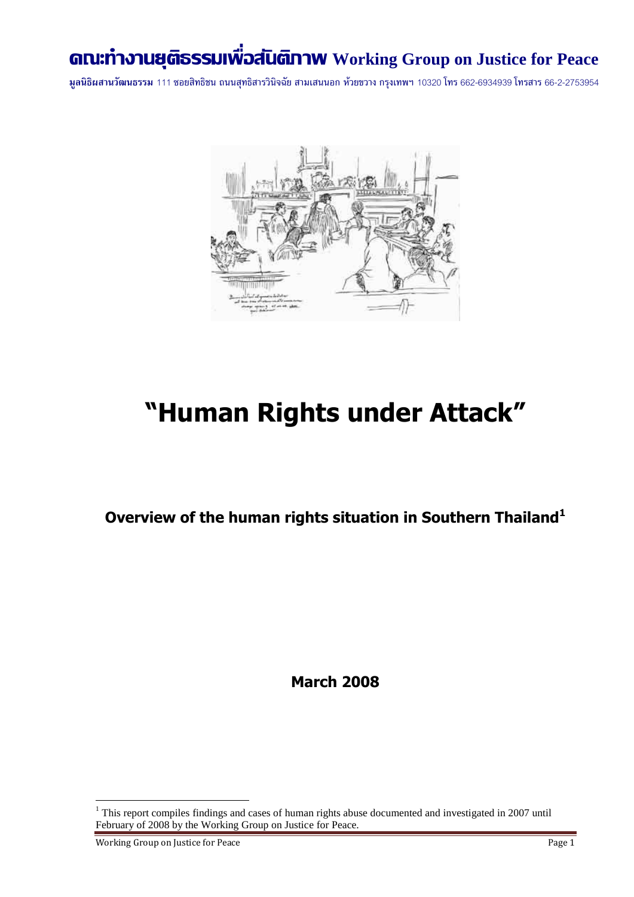# คณะทำงานยุติธรรมเพื่อสันติภาพ Working Group on Justice for Peace

**มูลนิธิผสานวัฒนธรรม** 111 ซอยสิทธิชน ถนนสุทธิสารวินิจฉัย สามเสนนอก ห้วยขวาง กรุงเทพฯ 10320 โทร 662-6934939 โทรสาร 66-2-2753954

# "Human Rights under Attack"

## Overview of the human rights situation in Southern Thailand[1]

**March 2008**

---

[1] This report compiles findings and cases of human rights abuse documented and investigated in 2007 until February of 2008 by the Working Group on Justice for Peace.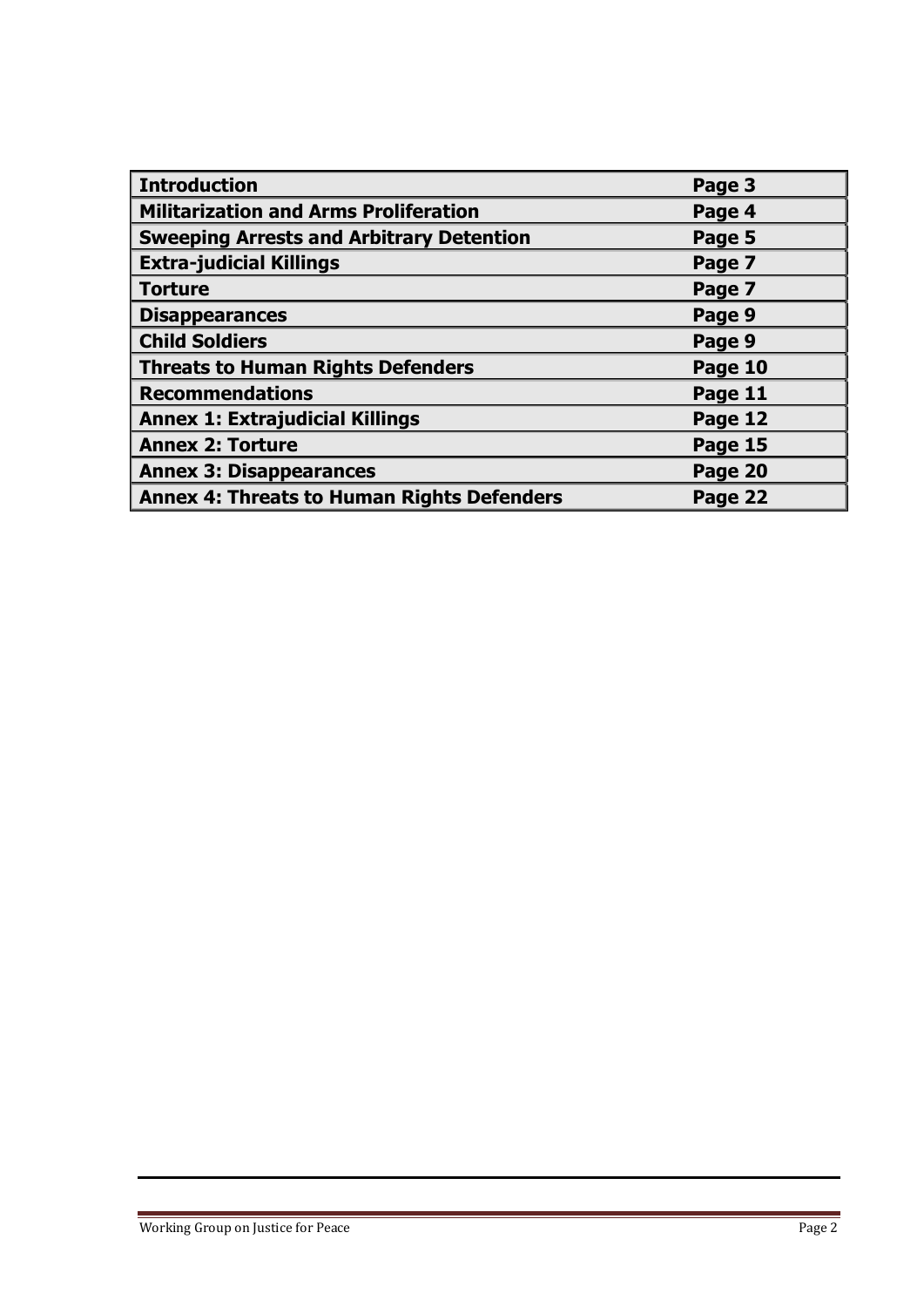| **Introduction** | **Page 3** |
|---|---|
| **Militarization and Arms Proliferation** | **Page 4** |
| **Sweeping Arrests and Arbitrary Detention** | **Page 5** |
| **Extra-judicial Killings** | **Page 7** |
| **Torture** | **Page 7** |
| **Disappearances** | **Page 9** |
| **Child Soldiers** | **Page 9** |
| **Threats to Human Rights Defenders** | **Page 10** |
| **Recommendations** | **Page 11** |
| **Annex 1: Extrajudicial Killings** | **Page 12** |
| **Annex 2: Torture** | **Page 15** |
| **Annex 3: Disappearances** | **Page 20** |
| **Annex 4: Threats to Human Rights Defenders** | **Page 22** |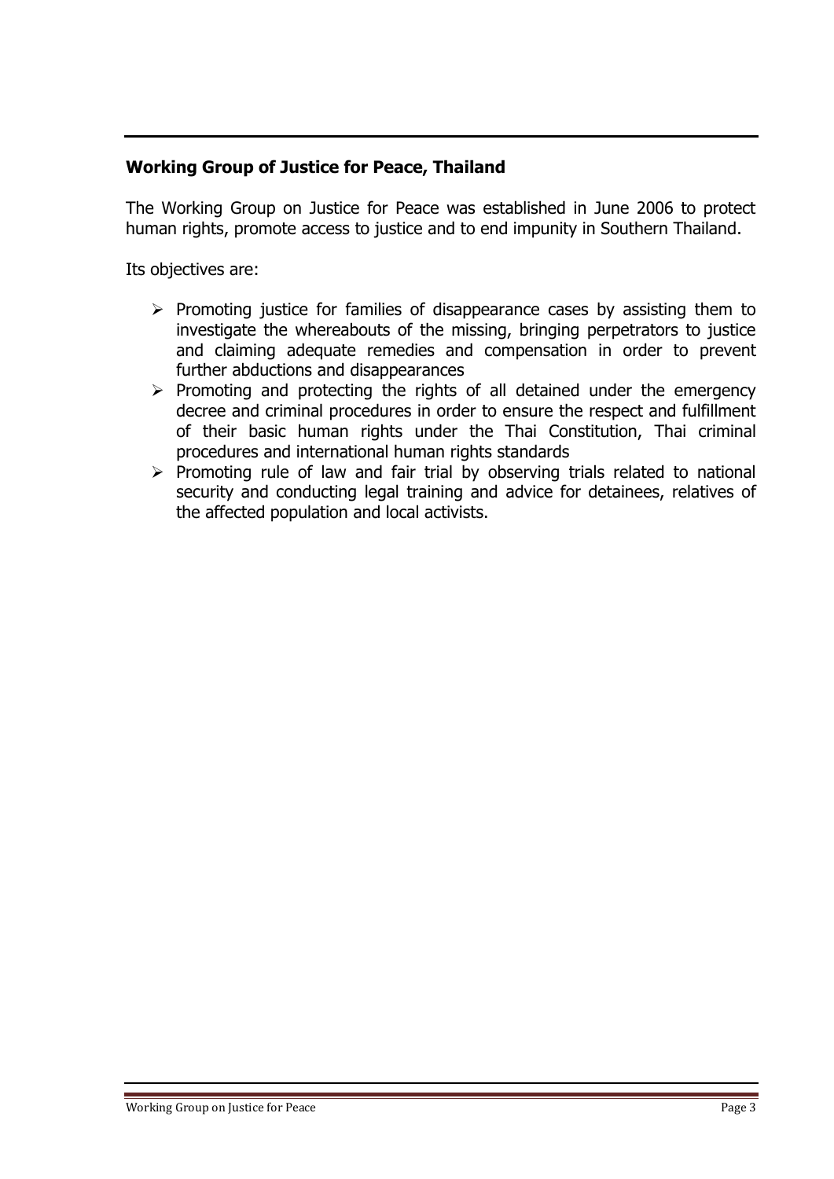## Working Group of Justice for Peace, Thailand

The Working Group on Justice for Peace was established in June 2006 to protect human rights, promote access to justice and to end impunity in Southern Thailand.

Its objectives are:

- Promoting justice for families of disappearance cases by assisting them to investigate the whereabouts of the missing, bringing perpetrators to justice and claiming adequate remedies and compensation in order to prevent further abductions and disappearances
- Promoting and protecting the rights of all detained under the emergency decree and criminal procedures in order to ensure the respect and fulfillment of their basic human rights under the Thai Constitution, Thai criminal procedures and international human rights standards
- Promoting rule of law and fair trial by observing trials related to national security and conducting legal training and advice for detainees, relatives of the affected population and local activists.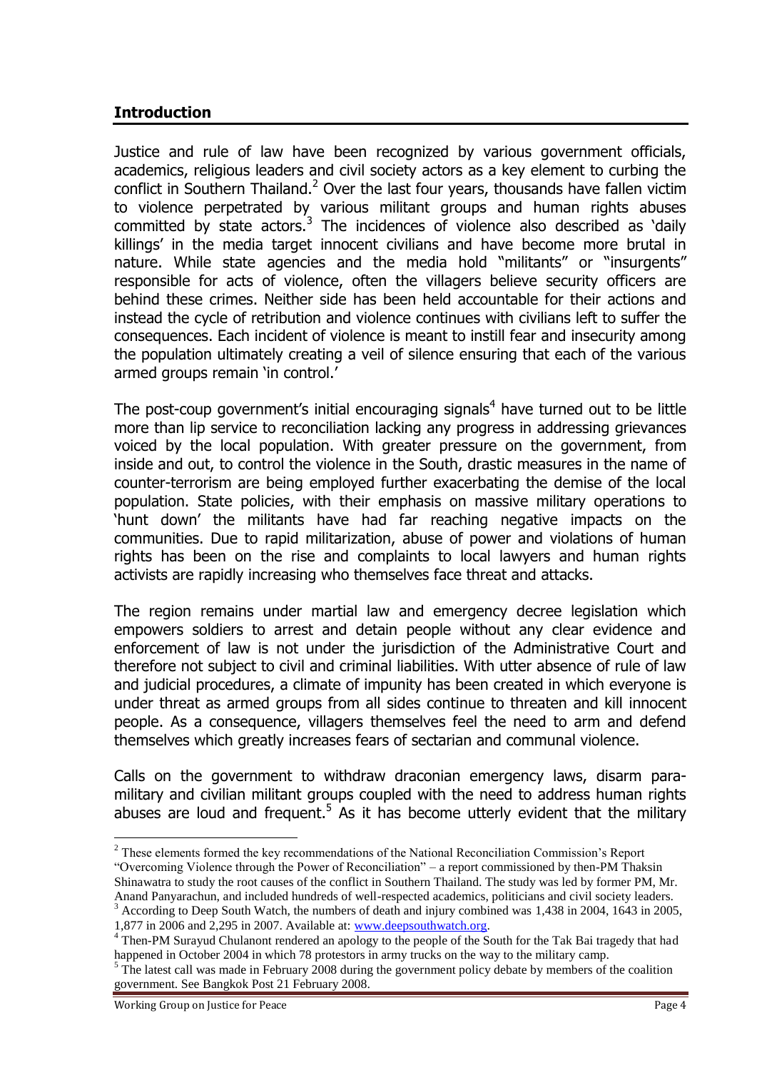## Introduction

Justice and rule of law have been recognized by various government officials, academics, religious leaders and civil society actors as a key element to curbing the conflict in Southern Thailand.[2] Over the last four years, thousands have fallen victim to violence perpetrated by various militant groups and human rights abuses committed by state actors.[3] The incidences of violence also described as 'daily killings' in the media target innocent civilians and have become more brutal in nature. While state agencies and the media hold "militants" or "insurgents" responsible for acts of violence, often the villagers believe security officers are behind these crimes. Neither side has been held accountable for their actions and instead the cycle of retribution and violence continues with civilians left to suffer the consequences. Each incident of violence is meant to instill fear and insecurity among the population ultimately creating a veil of silence ensuring that each of the various armed groups remain 'in control.'

The post-coup government's initial encouraging signals[4] have turned out to be little more than lip service to reconciliation lacking any progress in addressing grievances voiced by the local population. With greater pressure on the government, from inside and out, to control the violence in the South, drastic measures in the name of counter-terrorism are being employed further exacerbating the demise of the local population. State policies, with their emphasis on massive military operations to 'hunt down' the militants have had far reaching negative impacts on the communities. Due to rapid militarization, abuse of power and violations of human rights has been on the rise and complaints to local lawyers and human rights activists are rapidly increasing who themselves face threat and attacks.

The region remains under martial law and emergency decree legislation which empowers soldiers to arrest and detain people without any clear evidence and enforcement of law is not under the jurisdiction of the Administrative Court and therefore not subject to civil and criminal liabilities. With utter absence of rule of law and judicial procedures, a climate of impunity has been created in which everyone is under threat as armed groups from all sides continue to threaten and kill innocent people. As a consequence, villagers themselves feel the need to arm and defend themselves which greatly increases fears of sectarian and communal violence.

Calls on the government to withdraw draconian emergency laws, disarm para-military and civilian militant groups coupled with the need to address human rights abuses are loud and frequent.[5] As it has become utterly evident that the military

---

[2] These elements formed the key recommendations of the National Reconciliation Commission's Report "Overcoming Violence through the Power of Reconciliation" – a report commissioned by then-PM Thaksin Shinawatra to study the root causes of the conflict in Southern Thailand. The study was led by former PM, Mr. Anand Panyarachun, and included hundreds of well-respected academics, politicians and civil society leaders.

[3] According to Deep South Watch, the numbers of death and injury combined was 1,438 in 2004, 1643 in 2005, 1,877 in 2006 and 2,295 in 2007. Available at: www.deepsouthwatch.org.

[4] Then-PM Surayud Chulanont rendered an apology to the people of the South for the Tak Bai tragedy that had happened in October 2004 in which 78 protestors in army trucks on the way to the military camp.

[5] The latest call was made in February 2008 during the government policy debate by members of the coalition government. See Bangkok Post 21 February 2008.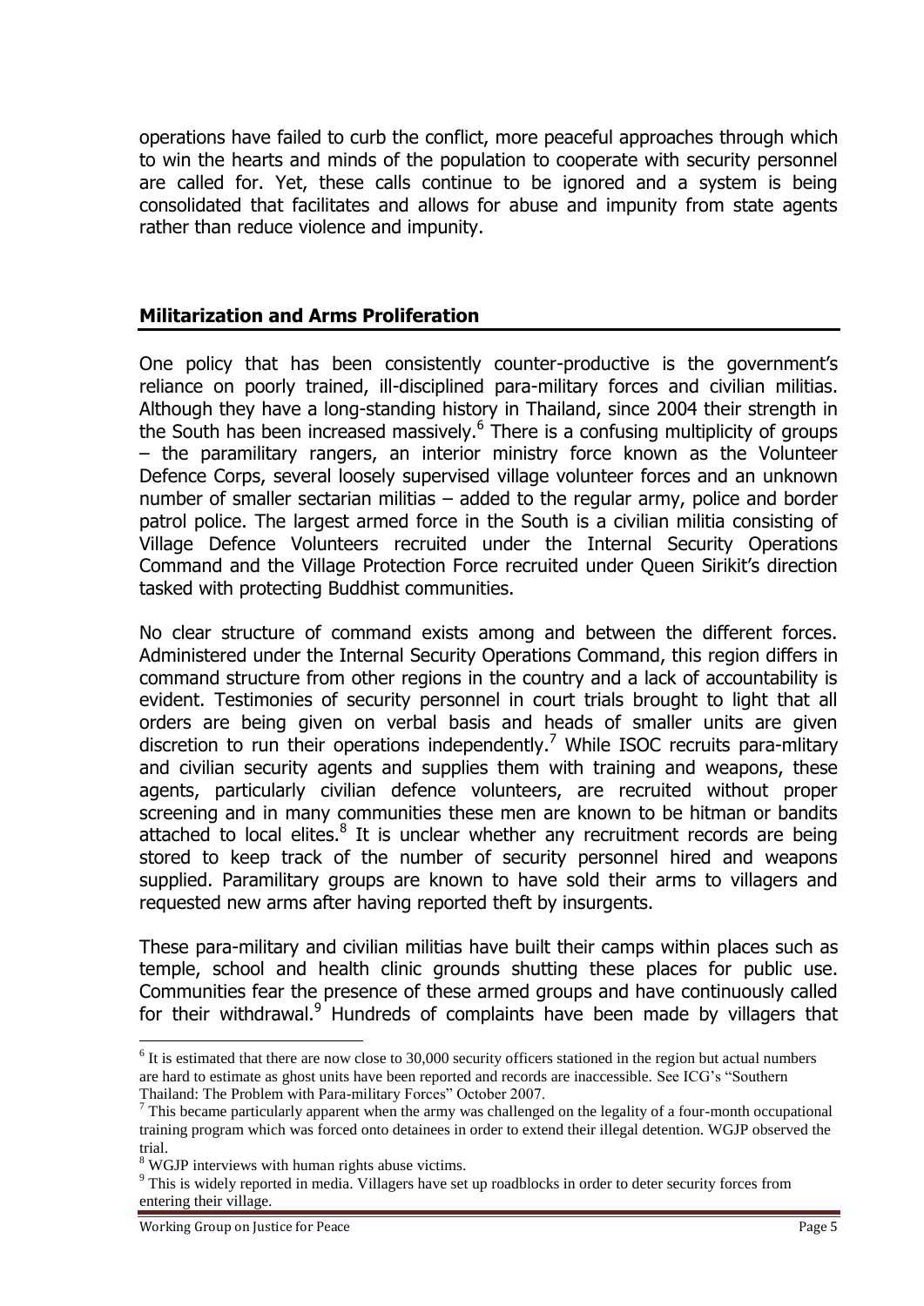operations have failed to curb the conflict, more peaceful approaches through which to win the hearts and minds of the population to cooperate with security personnel are called for. Yet, these calls continue to be ignored and a system is being consolidated that facilitates and allows for abuse and impunity from state agents rather than reduce violence and impunity.

## Militarization and Arms Proliferation

One policy that has been consistently counter-productive is the government's reliance on poorly trained, ill-disciplined para-military forces and civilian militias. Although they have a long-standing history in Thailand, since 2004 their strength in the South has been increased massively.[6] There is a confusing multiplicity of groups – the paramilitary rangers, an interior ministry force known as the Volunteer Defence Corps, several loosely supervised village volunteer forces and an unknown number of smaller sectarian militias – added to the regular army, police and border patrol police. The largest armed force in the South is a civilian militia consisting of Village Defence Volunteers recruited under the Internal Security Operations Command and the Village Protection Force recruited under Queen Sirikit's direction tasked with protecting Buddhist communities.

No clear structure of command exists among and between the different forces. Administered under the Internal Security Operations Command, this region differs in command structure from other regions in the country and a lack of accountability is evident. Testimonies of security personnel in court trials brought to light that all orders are being given on verbal basis and heads of smaller units are given discretion to run their operations independently.[7] While ISOC recruits para-mlitary and civilian security agents and supplies them with training and weapons, these agents, particularly civilian defence volunteers, are recruited without proper screening and in many communities these men are known to be hitman or bandits attached to local elites.[8] It is unclear whether any recruitment records are being stored to keep track of the number of security personnel hired and weapons supplied. Paramilitary groups are known to have sold their arms to villagers and requested new arms after having reported theft by insurgents.

These para-military and civilian militias have built their camps within places such as temple, school and health clinic grounds shutting these places for public use. Communities fear the presence of these armed groups and have continuously called for their withdrawal.[9] Hundreds of complaints have been made by villagers that

---

[6] It is estimated that there are now close to 30,000 security officers stationed in the region but actual numbers are hard to estimate as ghost units have been reported and records are inaccessible. See ICG's "Southern Thailand: The Problem with Para-military Forces" October 2007.

[7] This became particularly apparent when the army was challenged on the legality of a four-month occupational training program which was forced onto detainees in order to extend their illegal detention. WGJP observed the trial.

[8] WGJP interviews with human rights abuse victims.

[9] This is widely reported in media. Villagers have set up roadblocks in order to deter security forces from entering their village.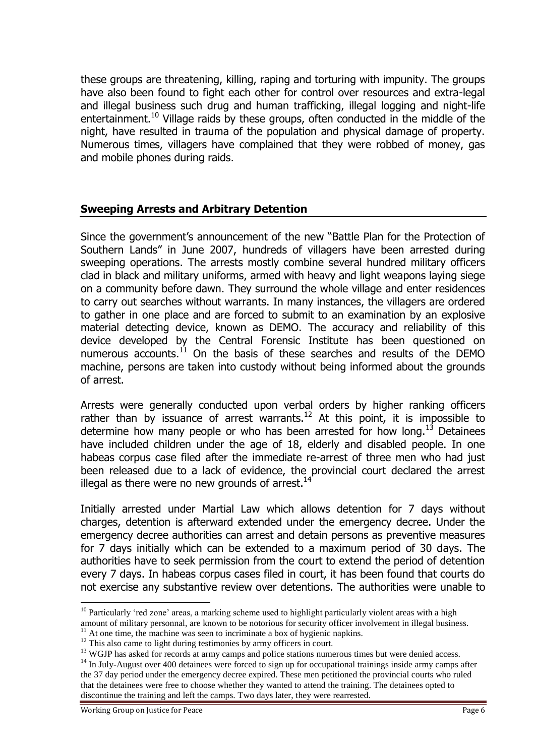these groups are threatening, killing, raping and torturing with impunity. The groups have also been found to fight each other for control over resources and extra-legal and illegal business such drug and human trafficking, illegal logging and night-life entertainment.[10] Village raids by these groups, often conducted in the middle of the night, have resulted in trauma of the population and physical damage of property. Numerous times, villagers have complained that they were robbed of money, gas and mobile phones during raids.

## Sweeping Arrests and Arbitrary Detention

Since the government's announcement of the new "Battle Plan for the Protection of Southern Lands" in June 2007, hundreds of villagers have been arrested during sweeping operations. The arrests mostly combine several hundred military officers clad in black and military uniforms, armed with heavy and light weapons laying siege on a community before dawn. They surround the whole village and enter residences to carry out searches without warrants. In many instances, the villagers are ordered to gather in one place and are forced to submit to an examination by an explosive material detecting device, known as DEMO. The accuracy and reliability of this device developed by the Central Forensic Institute has been questioned on numerous accounts.[11] On the basis of these searches and results of the DEMO machine, persons are taken into custody without being informed about the grounds of arrest.

Arrests were generally conducted upon verbal orders by higher ranking officers rather than by issuance of arrest warrants.[12] At this point, it is impossible to determine how many people or who has been arrested for how long.[13] Detainees have included children under the age of 18, elderly and disabled people. In one habeas corpus case filed after the immediate re-arrest of three men who had just been released due to a lack of evidence, the provincial court declared the arrest illegal as there were no new grounds of arrest.[14]

Initially arrested under Martial Law which allows detention for 7 days without charges, detention is afterward extended under the emergency decree. Under the emergency decree authorities can arrest and detain persons as preventive measures for 7 days initially which can be extended to a maximum period of 30 days. The authorities have to seek permission from the court to extend the period of detention every 7 days. In habeas corpus cases filed in court, it has been found that courts do not exercise any substantive review over detentions. The authorities were unable to

---

[10] Particularly 'red zone' areas, a marking scheme used to highlight particularly violent areas with a high amount of military personnal, are known to be notorious for security officer involvement in illegal business.

[11] At one time, the machine was seen to incriminate a box of hygienic napkins.

[12] This also came to light during testimonies by army officers in court.

[13] WGJP has asked for records at army camps and police stations numerous times but were denied access.

[14] In July-August over 400 detainees were forced to sign up for occupational trainings inside army camps after the 37 day period under the emergency decree expired. These men petitioned the provincial courts who ruled that the detainees were free to choose whether they wanted to attend the training. The detainees opted to discontinue the training and left the camps. Two days later, they were rearrested.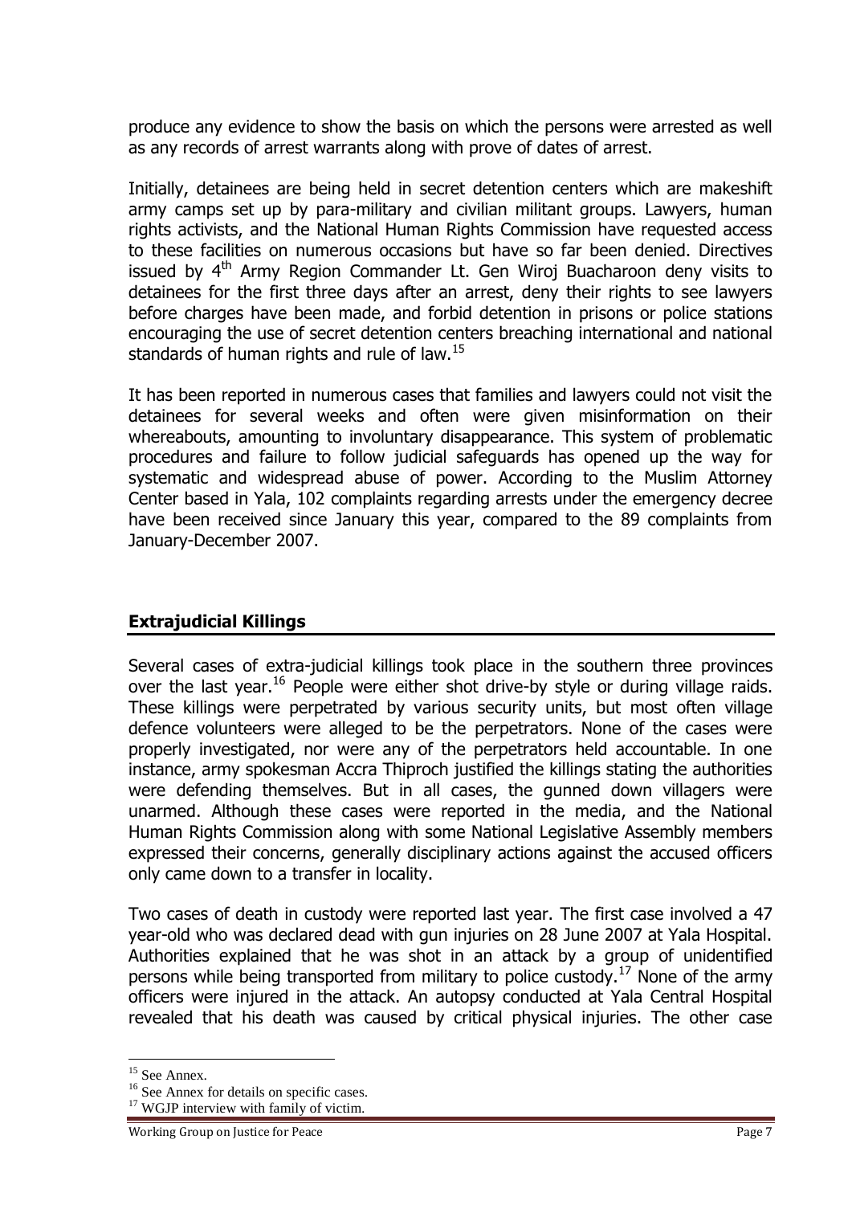produce any evidence to show the basis on which the persons were arrested as well as any records of arrest warrants along with prove of dates of arrest.

Initially, detainees are being held in secret detention centers which are makeshift army camps set up by para-military and civilian militant groups. Lawyers, human rights activists, and the National Human Rights Commission have requested access to these facilities on numerous occasions but have so far been denied. Directives issued by 4th Army Region Commander Lt. Gen Wiroj Buacharoon deny visits to detainees for the first three days after an arrest, deny their rights to see lawyers before charges have been made, and forbid detention in prisons or police stations encouraging the use of secret detention centers breaching international and national standards of human rights and rule of law.[15]

It has been reported in numerous cases that families and lawyers could not visit the detainees for several weeks and often were given misinformation on their whereabouts, amounting to involuntary disappearance. This system of problematic procedures and failure to follow judicial safeguards has opened up the way for systematic and widespread abuse of power. According to the Muslim Attorney Center based in Yala, 102 complaints regarding arrests under the emergency decree have been received since January this year, compared to the 89 complaints from January-December 2007.

## Extrajudicial Killings

Several cases of extra-judicial killings took place in the southern three provinces over the last year.[16] People were either shot drive-by style or during village raids. These killings were perpetrated by various security units, but most often village defence volunteers were alleged to be the perpetrators. None of the cases were properly investigated, nor were any of the perpetrators held accountable. In one instance, army spokesman Accra Thiproch justified the killings stating the authorities were defending themselves. But in all cases, the gunned down villagers were unarmed. Although these cases were reported in the media, and the National Human Rights Commission along with some National Legislative Assembly members expressed their concerns, generally disciplinary actions against the accused officers only came down to a transfer in locality.

Two cases of death in custody were reported last year. The first case involved a 47 year-old who was declared dead with gun injuries on 28 June 2007 at Yala Hospital. Authorities explained that he was shot in an attack by a group of unidentified persons while being transported from military to police custody.[17] None of the army officers were injured in the attack. An autopsy conducted at Yala Central Hospital revealed that his death was caused by critical physical injuries. The other case

[15] See Annex.

[16] See Annex for details on specific cases.

[17] WGJP interview with family of victim.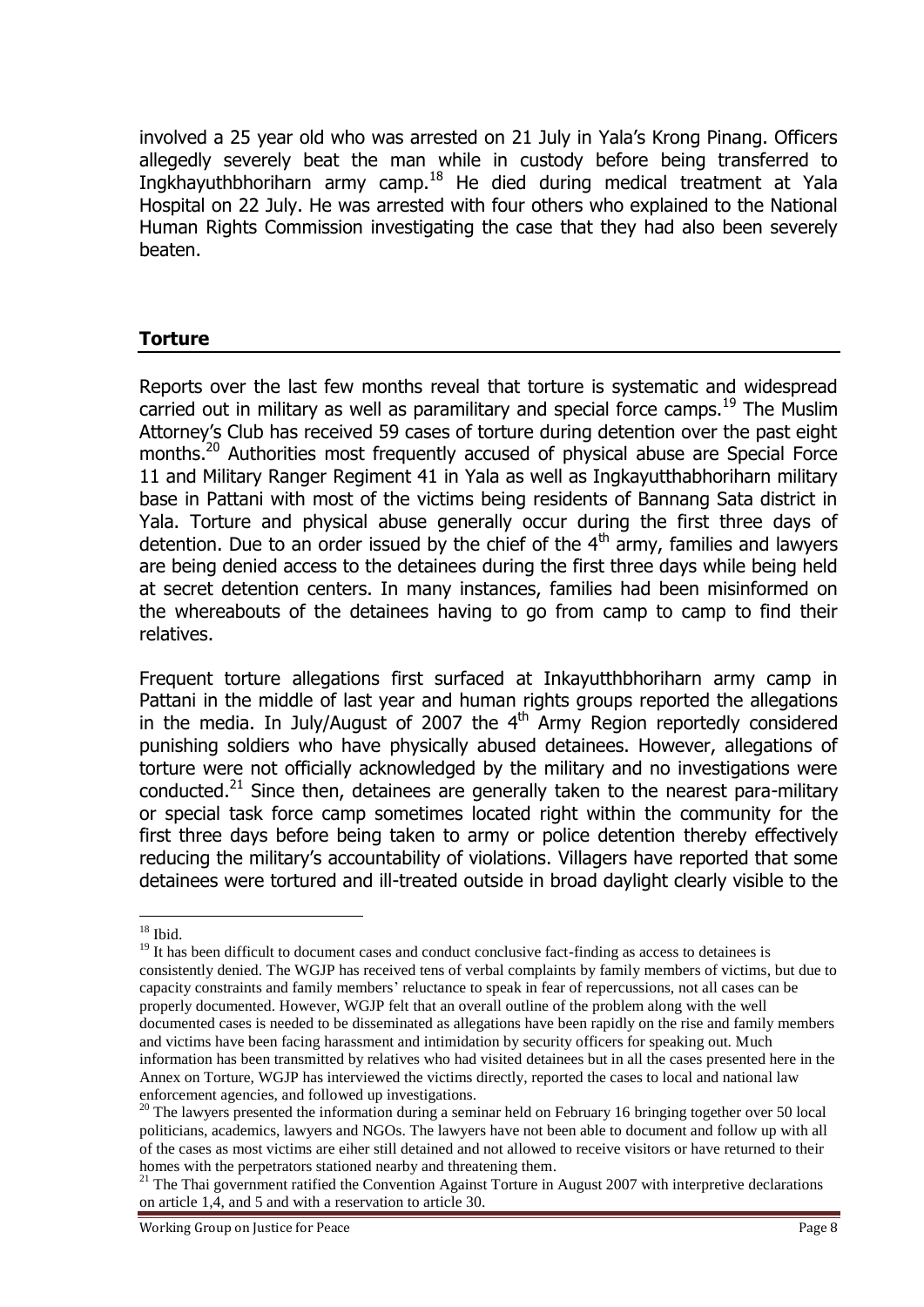involved a 25 year old who was arrested on 21 July in Yala's Krong Pinang. Officers allegedly severely beat the man while in custody before being transferred to Ingkhayuthbhoriharn army camp.[18] He died during medical treatment at Yala Hospital on 22 July. He was arrested with four others who explained to the National Human Rights Commission investigating the case that they had also been severely beaten.

## Torture

Reports over the last few months reveal that torture is systematic and widespread carried out in military as well as paramilitary and special force camps.[19] The Muslim Attorney's Club has received 59 cases of torture during detention over the past eight months.[20] Authorities most frequently accused of physical abuse are Special Force 11 and Military Ranger Regiment 41 in Yala as well as Ingkayutthabhoriharn military base in Pattani with most of the victims being residents of Bannang Sata district in Yala. Torture and physical abuse generally occur during the first three days of detention. Due to an order issued by the chief of the 4th army, families and lawyers are being denied access to the detainees during the first three days while being held at secret detention centers. In many instances, families had been misinformed on the whereabouts of the detainees having to go from camp to camp to find their relatives.

Frequent torture allegations first surfaced at Inkayutthbhoriharn army camp in Pattani in the middle of last year and human rights groups reported the allegations in the media. In July/August of 2007 the 4th Army Region reportedly considered punishing soldiers who have physically abused detainees. However, allegations of torture were not officially acknowledged by the military and no investigations were conducted.[21] Since then, detainees are generally taken to the nearest para-military or special task force camp sometimes located right within the community for the first three days before being taken to army or police detention thereby effectively reducing the military's accountability of violations. Villagers have reported that some detainees were tortured and ill-treated outside in broad daylight clearly visible to the

---

[18] Ibid.

[19] It has been difficult to document cases and conduct conclusive fact-finding as access to detainees is consistently denied. The WGJP has received tens of verbal complaints by family members of victims, but due to capacity constraints and family members' reluctance to speak in fear of repercussions, not all cases can be properly documented. However, WGJP felt that an overall outline of the problem along with the well documented cases is needed to be disseminated as allegations have been rapidly on the rise and family members and victims have been facing harassment and intimidation by security officers for speaking out. Much information has been transmitted by relatives who had visited detainees but in all the cases presented here in the Annex on Torture, WGJP has interviewed the victims directly, reported the cases to local and national law enforcement agencies, and followed up investigations.

[20] The lawyers presented the information during a seminar held on February 16 bringing together over 50 local politicians, academics, lawyers and NGOs. The lawyers have not been able to document and follow up with all of the cases as most victims are eiher still detained and not allowed to receive visitors or have returned to their homes with the perpetrators stationed nearby and threatening them.

[21] The Thai government ratified the Convention Against Torture in August 2007 with interpretive declarations on article 1,4, and 5 and with a reservation to article 30.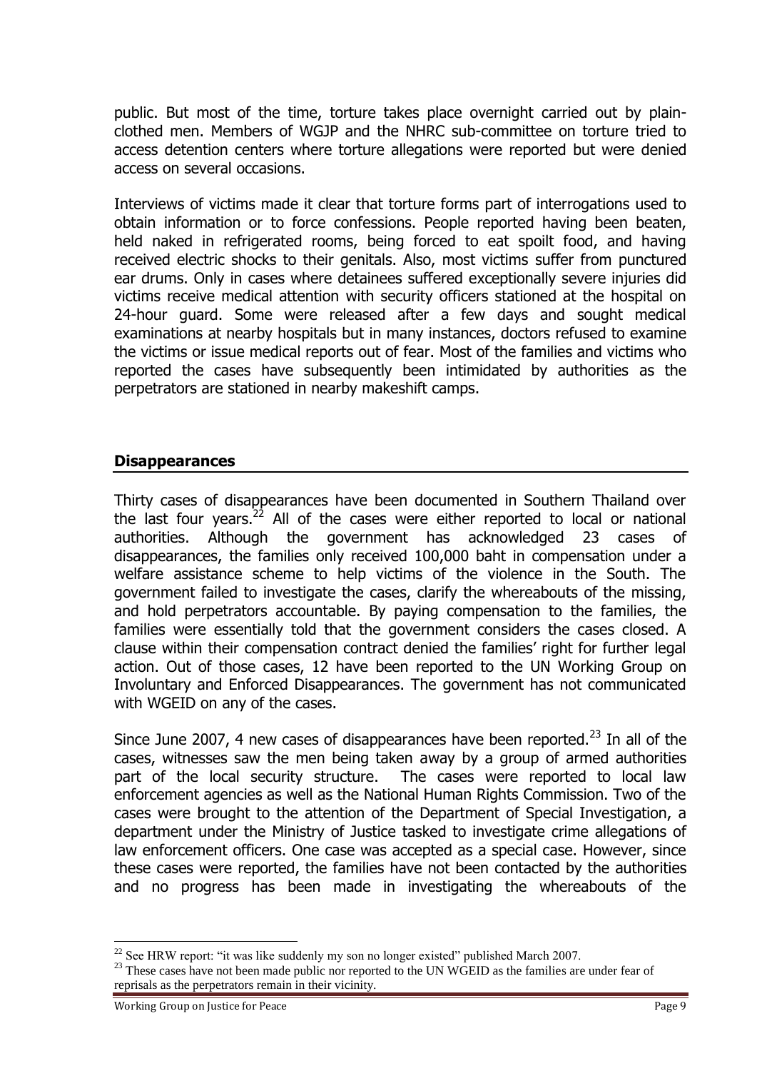public. But most of the time, torture takes place overnight carried out by plain-clothed men. Members of WGJP and the NHRC sub-committee on torture tried to access detention centers where torture allegations were reported but were denied access on several occasions.

Interviews of victims made it clear that torture forms part of interrogations used to obtain information or to force confessions. People reported having been beaten, held naked in refrigerated rooms, being forced to eat spoilt food, and having received electric shocks to their genitals. Also, most victims suffer from punctured ear drums. Only in cases where detainees suffered exceptionally severe injuries did victims receive medical attention with security officers stationed at the hospital on 24-hour guard. Some were released after a few days and sought medical examinations at nearby hospitals but in many instances, doctors refused to examine the victims or issue medical reports out of fear. Most of the families and victims who reported the cases have subsequently been intimidated by authorities as the perpetrators are stationed in nearby makeshift camps.

## Disappearances

Thirty cases of disappearances have been documented in Southern Thailand over the last four years.[22] All of the cases were either reported to local or national authorities. Although the government has acknowledged 23 cases of disappearances, the families only received 100,000 baht in compensation under a welfare assistance scheme to help victims of the violence in the South. The government failed to investigate the cases, clarify the whereabouts of the missing, and hold perpetrators accountable. By paying compensation to the families, the families were essentially told that the government considers the cases closed. A clause within their compensation contract denied the families' right for further legal action. Out of those cases, 12 have been reported to the UN Working Group on Involuntary and Enforced Disappearances. The government has not communicated with WGEID on any of the cases.

Since June 2007, 4 new cases of disappearances have been reported.[23] In all of the cases, witnesses saw the men being taken away by a group of armed authorities part of the local security structure. The cases were reported to local law enforcement agencies as well as the National Human Rights Commission. Two of the cases were brought to the attention of the Department of Special Investigation, a department under the Ministry of Justice tasked to investigate crime allegations of law enforcement officers. One case was accepted as a special case. However, since these cases were reported, the families have not been contacted by the authorities and no progress has been made in investigating the whereabouts of the

[22] See HRW report: "it was like suddenly my son no longer existed" published March 2007.

[23] These cases have not been made public nor reported to the UN WGEID as the families are under fear of reprisals as the perpetrators remain in their vicinity.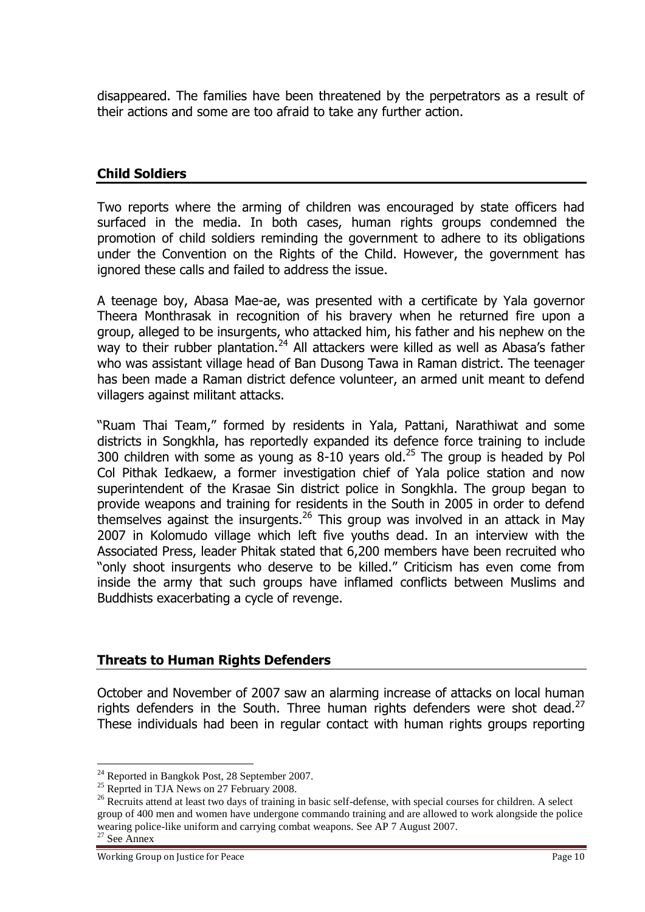disappeared. The families have been threatened by the perpetrators as a result of their actions and some are too afraid to take any further action.

## Child Soldiers

Two reports where the arming of children was encouraged by state officers had surfaced in the media. In both cases, human rights groups condemned the promotion of child soldiers reminding the government to adhere to its obligations under the Convention on the Rights of the Child. However, the government has ignored these calls and failed to address the issue.

A teenage boy, Abasa Mae-ae, was presented with a certificate by Yala governor Theera Monthrasak in recognition of his bravery when he returned fire upon a group, alleged to be insurgents, who attacked him, his father and his nephew on the way to their rubber plantation.[24] All attackers were killed as well as Abasa's father who was assistant village head of Ban Dusong Tawa in Raman district. The teenager has been made a Raman district defence volunteer, an armed unit meant to defend villagers against militant attacks.

"Ruam Thai Team," formed by residents in Yala, Pattani, Narathiwat and some districts in Songkhla, has reportedly expanded its defence force training to include 300 children with some as young as 8-10 years old.[25] The group is headed by Pol Col Pithak Iedkaew, a former investigation chief of Yala police station and now superintendent of the Krasae Sin district police in Songkhla. The group began to provide weapons and training for residents in the South in 2005 in order to defend themselves against the insurgents.[26] This group was involved in an attack in May 2007 in Kolomudo village which left five youths dead. In an interview with the Associated Press, leader Phitak stated that 6,200 members have been recruited who "only shoot insurgents who deserve to be killed." Criticism has even come from inside the army that such groups have inflamed conflicts between Muslims and Buddhists exacerbating a cycle of revenge.

## Threats to Human Rights Defenders

October and November of 2007 saw an alarming increase of attacks on local human rights defenders in the South. Three human rights defenders were shot dead.[27] These individuals had been in regular contact with human rights groups reporting

---

[24] Reported in Bangkok Post, 28 September 2007.

[25] Reprted in TJA News on 27 February 2008.

[26] Recruits attend at least two days of training in basic self-defense, with special courses for children. A select group of 400 men and women have undergone commando training and are allowed to work alongside the police wearing police-like uniform and carrying combat weapons. See AP 7 August 2007.

[27] See Annex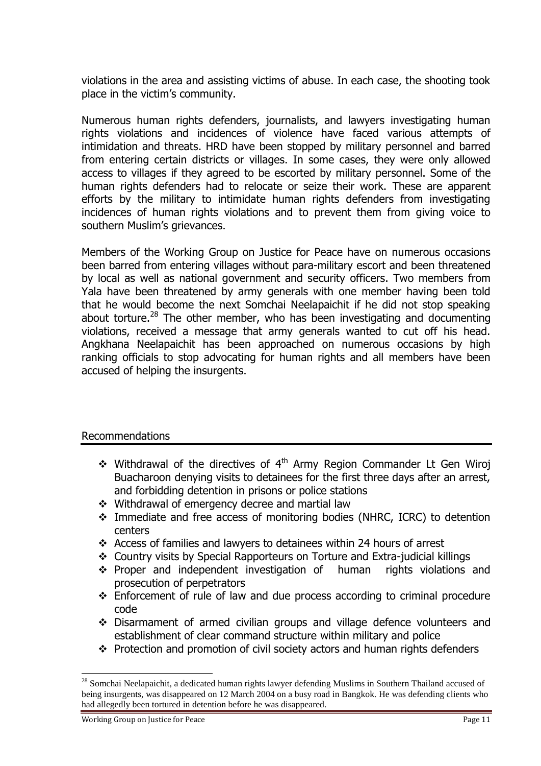violations in the area and assisting victims of abuse. In each case, the shooting took place in the victim's community.

Numerous human rights defenders, journalists, and lawyers investigating human rights violations and incidences of violence have faced various attempts of intimidation and threats. HRD have been stopped by military personnel and barred from entering certain districts or villages. In some cases, they were only allowed access to villages if they agreed to be escorted by military personnel. Some of the human rights defenders had to relocate or seize their work. These are apparent efforts by the military to intimidate human rights defenders from investigating incidences of human rights violations and to prevent them from giving voice to southern Muslim's grievances.

Members of the Working Group on Justice for Peace have on numerous occasions been barred from entering villages without para-military escort and been threatened by local as well as national government and security officers. Two members from Yala have been threatened by army generals with one member having been told that he would become the next Somchai Neelapaichit if he did not stop speaking about torture.[28] The other member, who has been investigating and documenting violations, received a message that army generals wanted to cut off his head. Angkhana Neelapaichit has been approached on numerous occasions by high ranking officials to stop advocating for human rights and all members have been accused of helping the insurgents.

## Recommendations

- Withdrawal of the directives of 4th Army Region Commander Lt Gen Wiroj Buacharoon denying visits to detainees for the first three days after an arrest, and forbidding detention in prisons or police stations
- Withdrawal of emergency decree and martial law
- Immediate and free access of monitoring bodies (NHRC, ICRC) to detention centers
- Access of families and lawyers to detainees within 24 hours of arrest
- Country visits by Special Rapporteurs on Torture and Extra-judicial killings
- Proper and independent investigation of human rights violations and prosecution of perpetrators
- Enforcement of rule of law and due process according to criminal procedure code
- Disarmament of armed civilian groups and village defence volunteers and establishment of clear command structure within military and police
- Protection and promotion of civil society actors and human rights defenders

---

[28] Somchai Neelapaichit, a dedicated human rights lawyer defending Muslims in Southern Thailand accused of being insurgents, was disappeared on 12 March 2004 on a busy road in Bangkok. He was defending clients who had allegedly been tortured in detention before he was disappeared.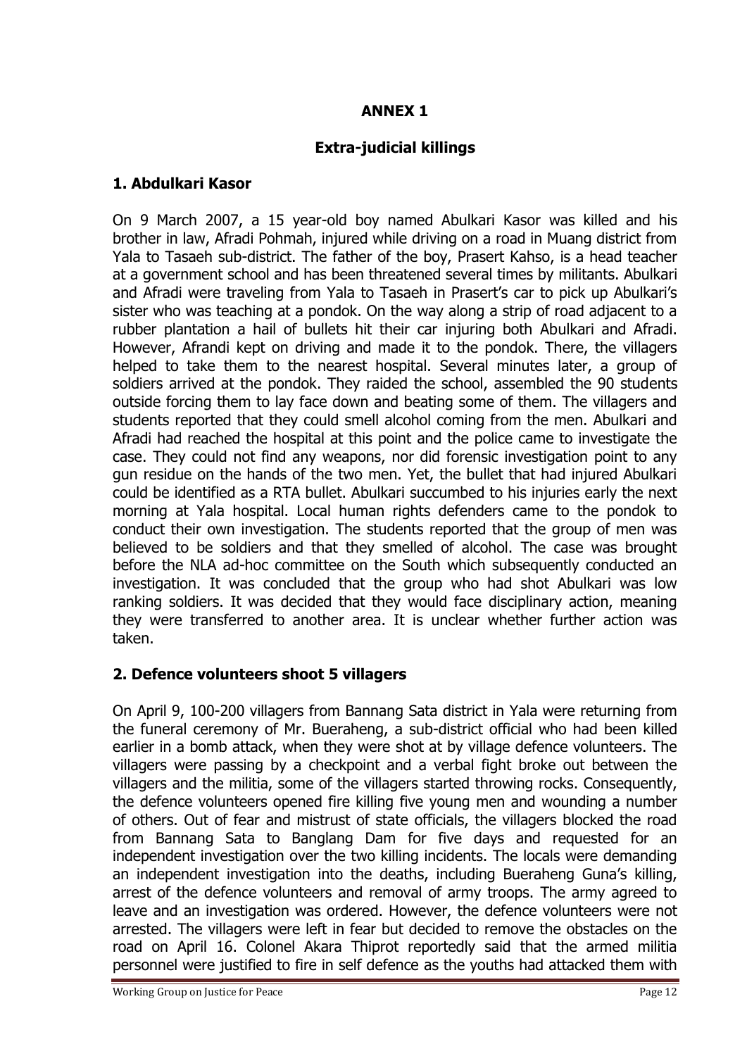## ANNEX 1

## Extra-judicial killings

### 1. Abdulkari Kasor

On 9 March 2007, a 15 year-old boy named Abulkari Kasor was killed and his brother in law, Afradi Pohmah, injured while driving on a road in Muang district from Yala to Tasaeh sub-district. The father of the boy, Prasert Kahso, is a head teacher at a government school and has been threatened several times by militants. Abulkari and Afradi were traveling from Yala to Tasaeh in Prasert's car to pick up Abulkari's sister who was teaching at a pondok. On the way along a strip of road adjacent to a rubber plantation a hail of bullets hit their car injuring both Abulkari and Afradi. However, Afrandi kept on driving and made it to the pondok. There, the villagers helped to take them to the nearest hospital. Several minutes later, a group of soldiers arrived at the pondok. They raided the school, assembled the 90 students outside forcing them to lay face down and beating some of them. The villagers and students reported that they could smell alcohol coming from the men. Abulkari and Afradi had reached the hospital at this point and the police came to investigate the case. They could not find any weapons, nor did forensic investigation point to any gun residue on the hands of the two men. Yet, the bullet that had injured Abulkari could be identified as a RTA bullet. Abulkari succumbed to his injuries early the next morning at Yala hospital. Local human rights defenders came to the pondok to conduct their own investigation. The students reported that the group of men was believed to be soldiers and that they smelled of alcohol. The case was brought before the NLA ad-hoc committee on the South which subsequently conducted an investigation. It was concluded that the group who had shot Abulkari was low ranking soldiers. It was decided that they would face disciplinary action, meaning they were transferred to another area. It is unclear whether further action was taken.

### 2. Defence volunteers shoot 5 villagers

On April 9, 100-200 villagers from Bannang Sata district in Yala were returning from the funeral ceremony of Mr. Bueraheng, a sub-district official who had been killed earlier in a bomb attack, when they were shot at by village defence volunteers. The villagers were passing by a checkpoint and a verbal fight broke out between the villagers and the militia, some of the villagers started throwing rocks. Consequently, the defence volunteers opened fire killing five young men and wounding a number of others. Out of fear and mistrust of state officials, the villagers blocked the road from Bannang Sata to Banglang Dam for five days and requested for an independent investigation over the two killing incidents. The locals were demanding an independent investigation into the deaths, including Bueraheng Guna's killing, arrest of the defence volunteers and removal of army troops. The army agreed to leave and an investigation was ordered. However, the defence volunteers were not arrested. The villagers were left in fear but decided to remove the obstacles on the road on April 16. Colonel Akara Thiprot reportedly said that the armed militia personnel were justified to fire in self defence as the youths had attacked them with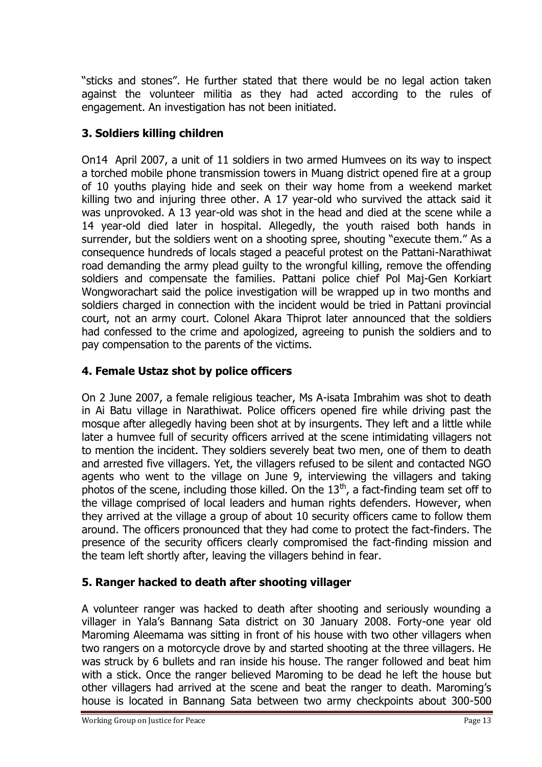"sticks and stones". He further stated that there would be no legal action taken against the volunteer militia as they had acted according to the rules of engagement. An investigation has not been initiated.

### 3. Soldiers killing children

On14 April 2007, a unit of 11 soldiers in two armed Humvees on its way to inspect a torched mobile phone transmission towers in Muang district opened fire at a group of 10 youths playing hide and seek on their way home from a weekend market killing two and injuring three other. A 17 year-old who survived the attack said it was unprovoked. A 13 year-old was shot in the head and died at the scene while a 14 year-old died later in hospital. Allegedly, the youth raised both hands in surrender, but the soldiers went on a shooting spree, shouting "execute them." As a consequence hundreds of locals staged a peaceful protest on the Pattani-Narathiwat road demanding the army plead guilty to the wrongful killing, remove the offending soldiers and compensate the families. Pattani police chief Pol Maj-Gen Korkiart Wongworachart said the police investigation will be wrapped up in two months and soldiers charged in connection with the incident would be tried in Pattani provincial court, not an army court. Colonel Akara Thiprot later announced that the soldiers had confessed to the crime and apologized, agreeing to punish the soldiers and to pay compensation to the parents of the victims.

### 4. Female Ustaz shot by police officers

On 2 June 2007, a female religious teacher, Ms A-isata Imbrahim was shot to death in Ai Batu village in Narathiwat. Police officers opened fire while driving past the mosque after allegedly having been shot at by insurgents. They left and a little while later a humvee full of security officers arrived at the scene intimidating villagers not to mention the incident. They soldiers severely beat two men, one of them to death and arrested five villagers. Yet, the villagers refused to be silent and contacted NGO agents who went to the village on June 9, interviewing the villagers and taking photos of the scene, including those killed. On the 13th, a fact-finding team set off to the village comprised of local leaders and human rights defenders. However, when they arrived at the village a group of about 10 security officers came to follow them around. The officers pronounced that they had come to protect the fact-finders. The presence of the security officers clearly compromised the fact-finding mission and the team left shortly after, leaving the villagers behind in fear.

### 5. Ranger hacked to death after shooting villager

A volunteer ranger was hacked to death after shooting and seriously wounding a villager in Yala's Bannang Sata district on 30 January 2008. Forty-one year old Maroming Aleemama was sitting in front of his house with two other villagers when two rangers on a motorcycle drove by and started shooting at the three villagers. He was struck by 6 bullets and ran inside his house. The ranger followed and beat him with a stick. Once the ranger believed Maroming to be dead he left the house but other villagers had arrived at the scene and beat the ranger to death. Maroming's house is located in Bannang Sata between two army checkpoints about 300-500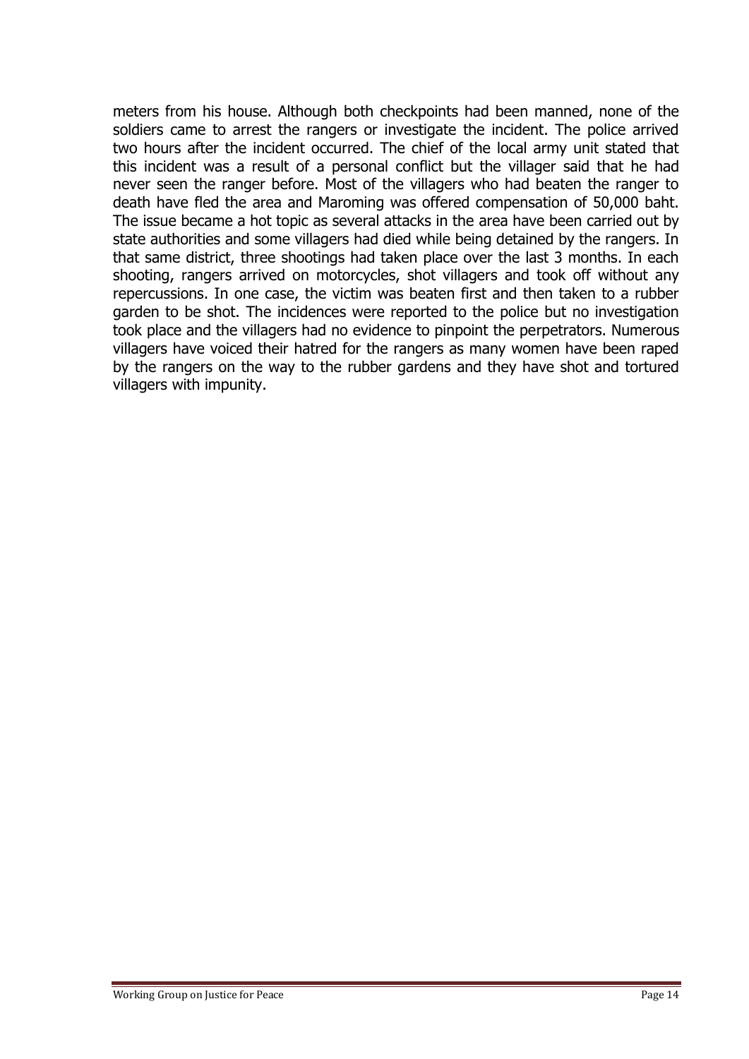meters from his house. Although both checkpoints had been manned, none of the soldiers came to arrest the rangers or investigate the incident. The police arrived two hours after the incident occurred. The chief of the local army unit stated that this incident was a result of a personal conflict but the villager said that he had never seen the ranger before. Most of the villagers who had beaten the ranger to death have fled the area and Maroming was offered compensation of 50,000 baht. The issue became a hot topic as several attacks in the area have been carried out by state authorities and some villagers had died while being detained by the rangers. In that same district, three shootings had taken place over the last 3 months. In each shooting, rangers arrived on motorcycles, shot villagers and took off without any repercussions. In one case, the victim was beaten first and then taken to a rubber garden to be shot. The incidences were reported to the police but no investigation took place and the villagers had no evidence to pinpoint the perpetrators. Numerous villagers have voiced their hatred for the rangers as many women have been raped by the rangers on the way to the rubber gardens and they have shot and tortured villagers with impunity.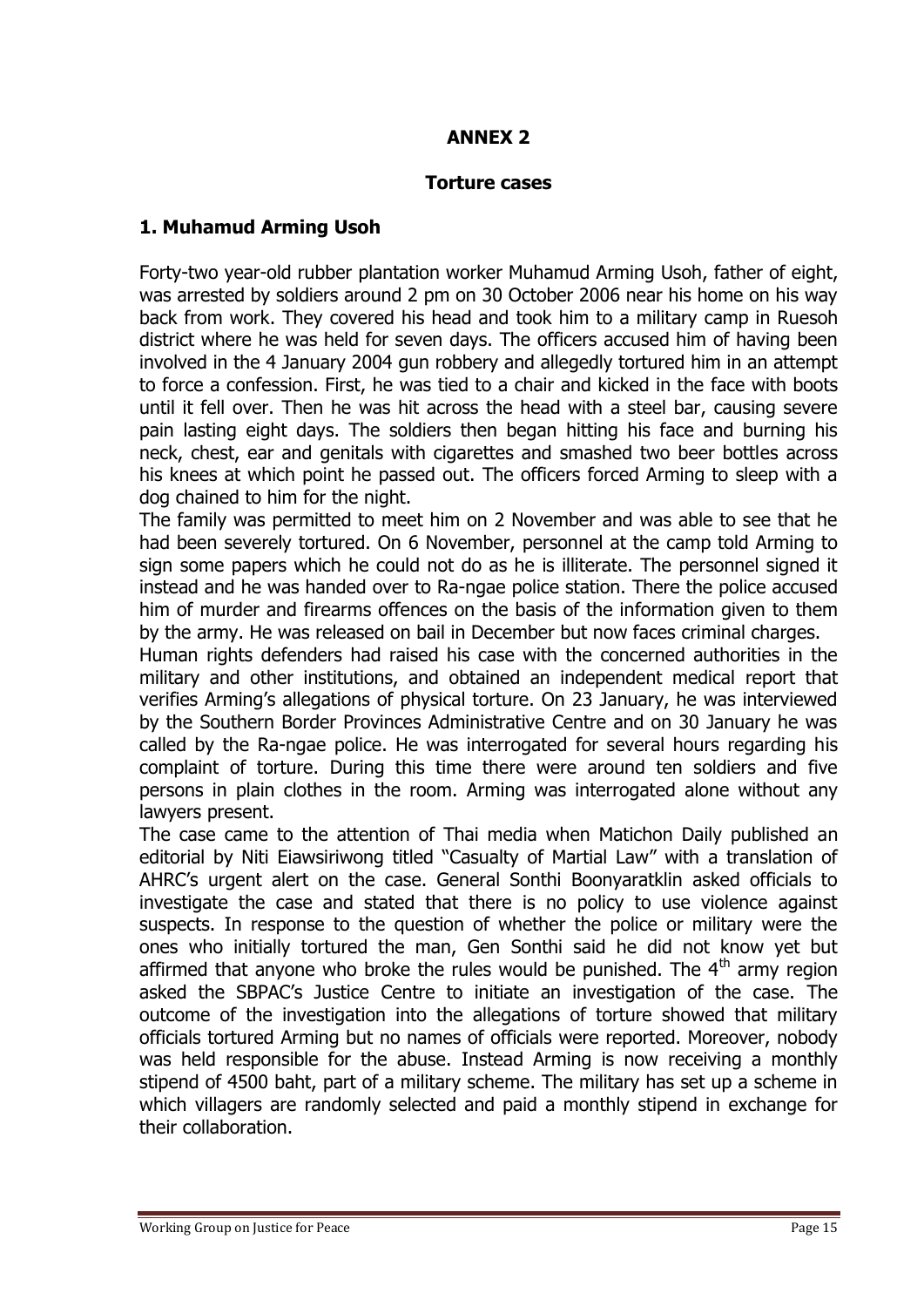# ANNEX 2

## Torture cases

### 1. Muhamud Arming Usoh

Forty-two year-old rubber plantation worker Muhamud Arming Usoh, father of eight, was arrested by soldiers around 2 pm on 30 October 2006 near his home on his way back from work. They covered his head and took him to a military camp in Ruesoh district where he was held for seven days. The officers accused him of having been involved in the 4 January 2004 gun robbery and allegedly tortured him in an attempt to force a confession. First, he was tied to a chair and kicked in the face with boots until it fell over. Then he was hit across the head with a steel bar, causing severe pain lasting eight days. The soldiers then began hitting his face and burning his neck, chest, ear and genitals with cigarettes and smashed two beer bottles across his knees at which point he passed out. The officers forced Arming to sleep with a dog chained to him for the night.

The family was permitted to meet him on 2 November and was able to see that he had been severely tortured. On 6 November, personnel at the camp told Arming to sign some papers which he could not do as he is illiterate. The personnel signed it instead and he was handed over to Ra-ngae police station. There the police accused him of murder and firearms offences on the basis of the information given to them by the army. He was released on bail in December but now faces criminal charges.

Human rights defenders had raised his case with the concerned authorities in the military and other institutions, and obtained an independent medical report that verifies Arming's allegations of physical torture. On 23 January, he was interviewed by the Southern Border Provinces Administrative Centre and on 30 January he was called by the Ra-ngae police. He was interrogated for several hours regarding his complaint of torture. During this time there were around ten soldiers and five persons in plain clothes in the room. Arming was interrogated alone without any lawyers present.

The case came to the attention of Thai media when Matichon Daily published an editorial by Niti Eiawsiriwong titled "Casualty of Martial Law" with a translation of AHRC's urgent alert on the case. General Sonthi Boonyaratklin asked officials to investigate the case and stated that there is no policy to use violence against suspects. In response to the question of whether the police or military were the ones who initially tortured the man, Gen Sonthi said he did not know yet but affirmed that anyone who broke the rules would be punished. The 4th army region asked the SBPAC's Justice Centre to initiate an investigation of the case. The outcome of the investigation into the allegations of torture showed that military officials tortured Arming but no names of officials were reported. Moreover, nobody was held responsible for the abuse. Instead Arming is now receiving a monthly stipend of 4500 baht, part of a military scheme. The military has set up a scheme in which villagers are randomly selected and paid a monthly stipend in exchange for their collaboration.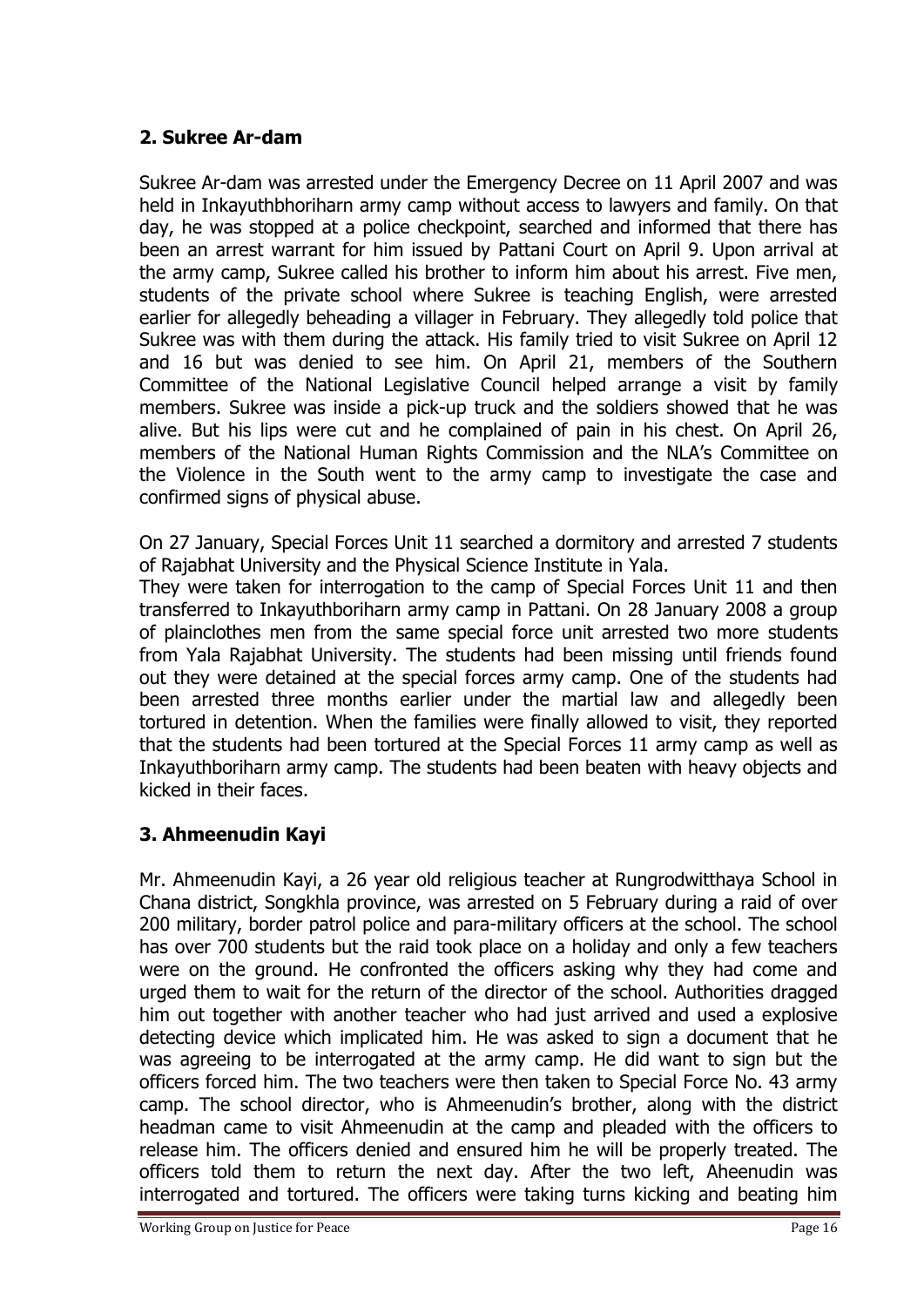## 2. Sukree Ar-dam

Sukree Ar-dam was arrested under the Emergency Decree on 11 April 2007 and was held in Inkayuthbhoriharn army camp without access to lawyers and family. On that day, he was stopped at a police checkpoint, searched and informed that there has been an arrest warrant for him issued by Pattani Court on April 9. Upon arrival at the army camp, Sukree called his brother to inform him about his arrest. Five men, students of the private school where Sukree is teaching English, were arrested earlier for allegedly beheading a villager in February. They allegedly told police that Sukree was with them during the attack. His family tried to visit Sukree on April 12 and 16 but was denied to see him. On April 21, members of the Southern Committee of the National Legislative Council helped arrange a visit by family members. Sukree was inside a pick-up truck and the soldiers showed that he was alive. But his lips were cut and he complained of pain in his chest. On April 26, members of the National Human Rights Commission and the NLA's Committee on the Violence in the South went to the army camp to investigate the case and confirmed signs of physical abuse.

On 27 January, Special Forces Unit 11 searched a dormitory and arrested 7 students of Rajabhat University and the Physical Science Institute in Yala.
They were taken for interrogation to the camp of Special Forces Unit 11 and then transferred to Inkayuthboriharn army camp in Pattani. On 28 January 2008 a group of plainclothes men from the same special force unit arrested two more students from Yala Rajabhat University. The students had been missing until friends found out they were detained at the special forces army camp. One of the students had been arrested three months earlier under the martial law and allegedly been tortured in detention. When the families were finally allowed to visit, they reported that the students had been tortured at the Special Forces 11 army camp as well as Inkayuthboriharn army camp. The students had been beaten with heavy objects and kicked in their faces.

## 3. Ahmeenudin Kayi

Mr. Ahmeenudin Kayi, a 26 year old religious teacher at Rungrodwitthaya School in Chana district, Songkhla province, was arrested on 5 February during a raid of over 200 military, border patrol police and para-military officers at the school. The school has over 700 students but the raid took place on a holiday and only a few teachers were on the ground. He confronted the officers asking why they had come and urged them to wait for the return of the director of the school. Authorities dragged him out together with another teacher who had just arrived and used a explosive detecting device which implicated him. He was asked to sign a document that he was agreeing to be interrogated at the army camp. He did want to sign but the officers forced him. The two teachers were then taken to Special Force No. 43 army camp. The school director, who is Ahmeenudin's brother, along with the district headman came to visit Ahmeenudin at the camp and pleaded with the officers to release him. The officers denied and ensured him he will be properly treated. The officers told them to return the next day. After the two left, Aheenudin was interrogated and tortured. The officers were taking turns kicking and beating him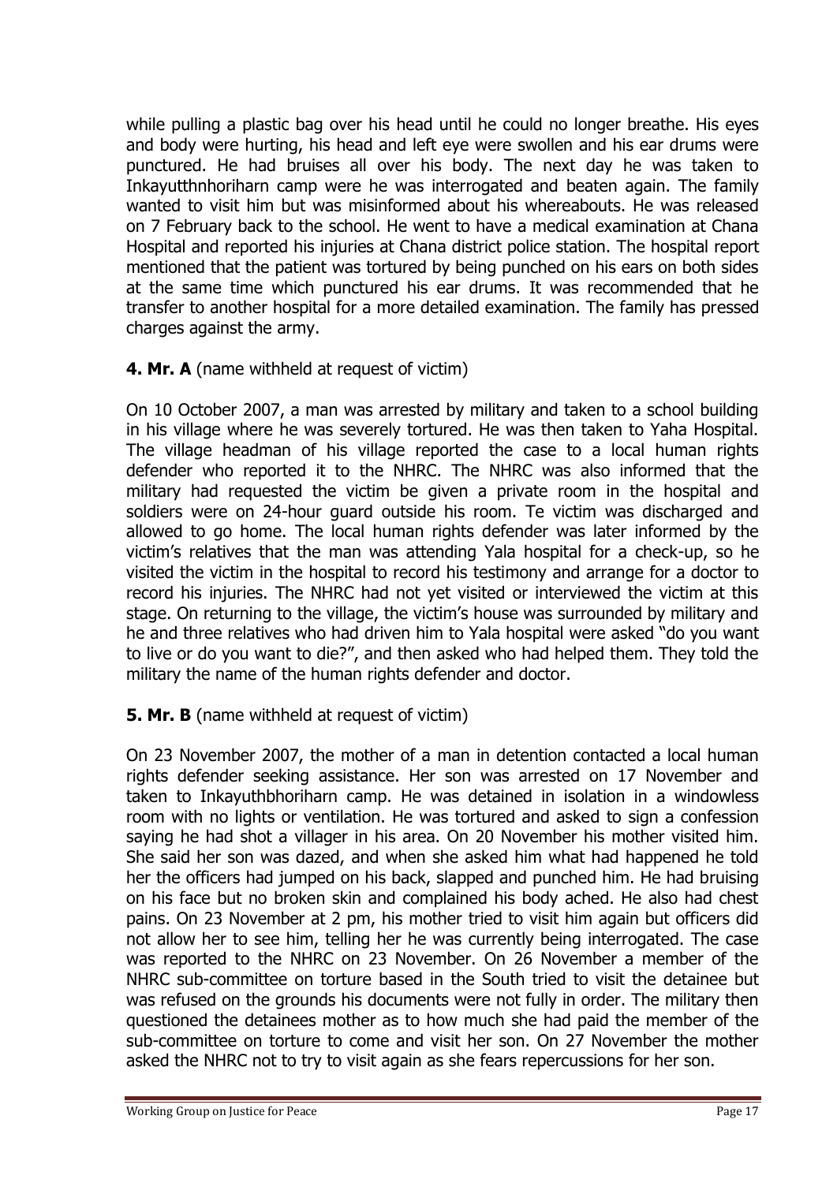while pulling a plastic bag over his head until he could no longer breathe. His eyes and body were hurting, his head and left eye were swollen and his ear drums were punctured. He had bruises all over his body. The next day he was taken to Inkayutthnhoriharn camp were he was interrogated and beaten again. The family wanted to visit him but was misinformed about his whereabouts. He was released on 7 February back to the school. He went to have a medical examination at Chana Hospital and reported his injuries at Chana district police station. The hospital report mentioned that the patient was tortured by being punched on his ears on both sides at the same time which punctured his ear drums. It was recommended that he transfer to another hospital for a more detailed examination. The family has pressed charges against the army.

**4. Mr. A** (name withheld at request of victim)

On 10 October 2007, a man was arrested by military and taken to a school building in his village where he was severely tortured. He was then taken to Yaha Hospital. The village headman of his village reported the case to a local human rights defender who reported it to the NHRC. The NHRC was also informed that the military had requested the victim be given a private room in the hospital and soldiers were on 24-hour guard outside his room. Te victim was discharged and allowed to go home. The local human rights defender was later informed by the victim's relatives that the man was attending Yala hospital for a check-up, so he visited the victim in the hospital to record his testimony and arrange for a doctor to record his injuries. The NHRC had not yet visited or interviewed the victim at this stage. On returning to the village, the victim's house was surrounded by military and he and three relatives who had driven him to Yala hospital were asked "do you want to live or do you want to die?", and then asked who had helped them. They told the military the name of the human rights defender and doctor.

**5. Mr. B** (name withheld at request of victim)

On 23 November 2007, the mother of a man in detention contacted a local human rights defender seeking assistance. Her son was arrested on 17 November and taken to Inkayuthbhoriharn camp. He was detained in isolation in a windowless room with no lights or ventilation. He was tortured and asked to sign a confession saying he had shot a villager in his area. On 20 November his mother visited him. She said her son was dazed, and when she asked him what had happened he told her the officers had jumped on his back, slapped and punched him. He had bruising on his face but no broken skin and complained his body ached. He also had chest pains. On 23 November at 2 pm, his mother tried to visit him again but officers did not allow her to see him, telling her he was currently being interrogated. The case was reported to the NHRC on 23 November. On 26 November a member of the NHRC sub-committee on torture based in the South tried to visit the detainee but was refused on the grounds his documents were not fully in order. The military then questioned the detainees mother as to how much she had paid the member of the sub-committee on torture to come and visit her son. On 27 November the mother asked the NHRC not to try to visit again as she fears repercussions for her son.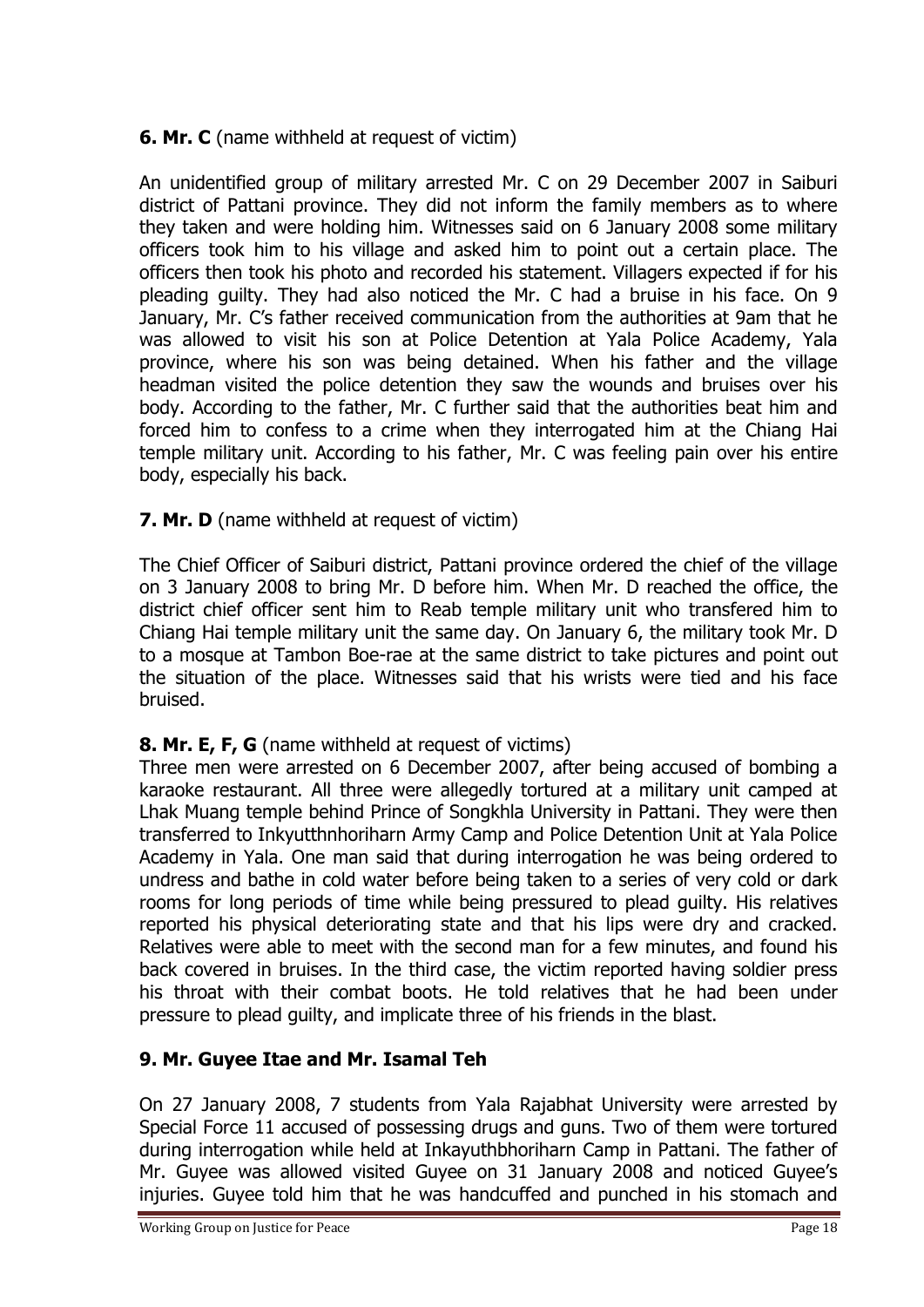**6. Mr. C** (name withheld at request of victim)

An unidentified group of military arrested Mr. C on 29 December 2007 in Saiburi district of Pattani province. They did not inform the family members as to where they taken and were holding him. Witnesses said on 6 January 2008 some military officers took him to his village and asked him to point out a certain place. The officers then took his photo and recorded his statement. Villagers expected if for his pleading guilty. They had also noticed the Mr. C had a bruise in his face. On 9 January, Mr. C's father received communication from the authorities at 9am that he was allowed to visit his son at Police Detention at Yala Police Academy, Yala province, where his son was being detained. When his father and the village headman visited the police detention they saw the wounds and bruises over his body. According to the father, Mr. C further said that the authorities beat him and forced him to confess to a crime when they interrogated him at the Chiang Hai temple military unit. According to his father, Mr. C was feeling pain over his entire body, especially his back.

**7. Mr. D** (name withheld at request of victim)

The Chief Officer of Saiburi district, Pattani province ordered the chief of the village on 3 January 2008 to bring Mr. D before him. When Mr. D reached the office, the district chief officer sent him to Reab temple military unit who transfered him to Chiang Hai temple military unit the same day. On January 6, the military took Mr. D to a mosque at Tambon Boe-rae at the same district to take pictures and point out the situation of the place. Witnesses said that his wrists were tied and his face bruised.

**8. Mr. E, F, G** (name withheld at request of victims)

Three men were arrested on 6 December 2007, after being accused of bombing a karaoke restaurant. All three were allegedly tortured at a military unit camped at Lhak Muang temple behind Prince of Songkhla University in Pattani. They were then transferred to Inkyutthnhoriharn Army Camp and Police Detention Unit at Yala Police Academy in Yala. One man said that during interrogation he was being ordered to undress and bathe in cold water before being taken to a series of very cold or dark rooms for long periods of time while being pressured to plead guilty. His relatives reported his physical deteriorating state and that his lips were dry and cracked. Relatives were able to meet with the second man for a few minutes, and found his back covered in bruises. In the third case, the victim reported having soldier press his throat with their combat boots. He told relatives that he had been under pressure to plead guilty, and implicate three of his friends in the blast.

**9. Mr. Guyee Itae and Mr. Isamal Teh**

On 27 January 2008, 7 students from Yala Rajabhat University were arrested by Special Force 11 accused of possessing drugs and guns. Two of them were tortured during interrogation while held at Inkayuthbhoriharn Camp in Pattani. The father of Mr. Guyee was allowed visited Guyee on 31 January 2008 and noticed Guyee's injuries. Guyee told him that he was handcuffed and punched in his stomach and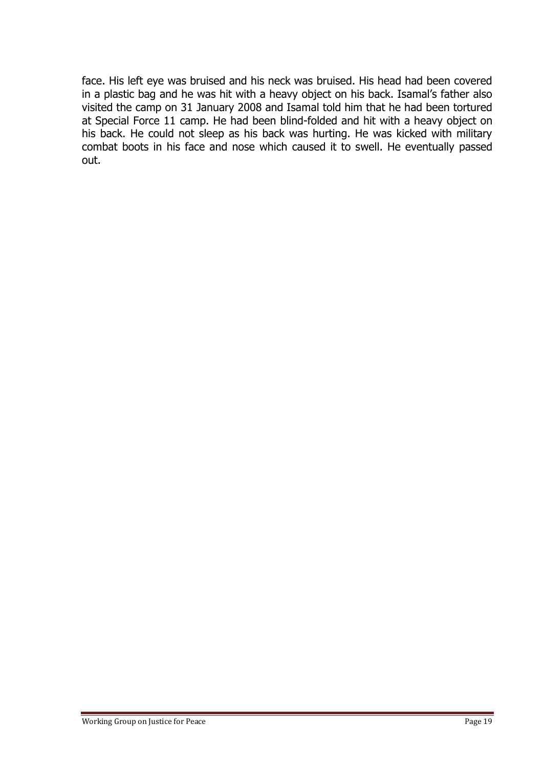face. His left eye was bruised and his neck was bruised. His head had been covered in a plastic bag and he was hit with a heavy object on his back. Isamal's father also visited the camp on 31 January 2008 and Isamal told him that he had been tortured at Special Force 11 camp. He had been blind-folded and hit with a heavy object on his back. He could not sleep as his back was hurting. He was kicked with military combat boots in his face and nose which caused it to swell. He eventually passed out.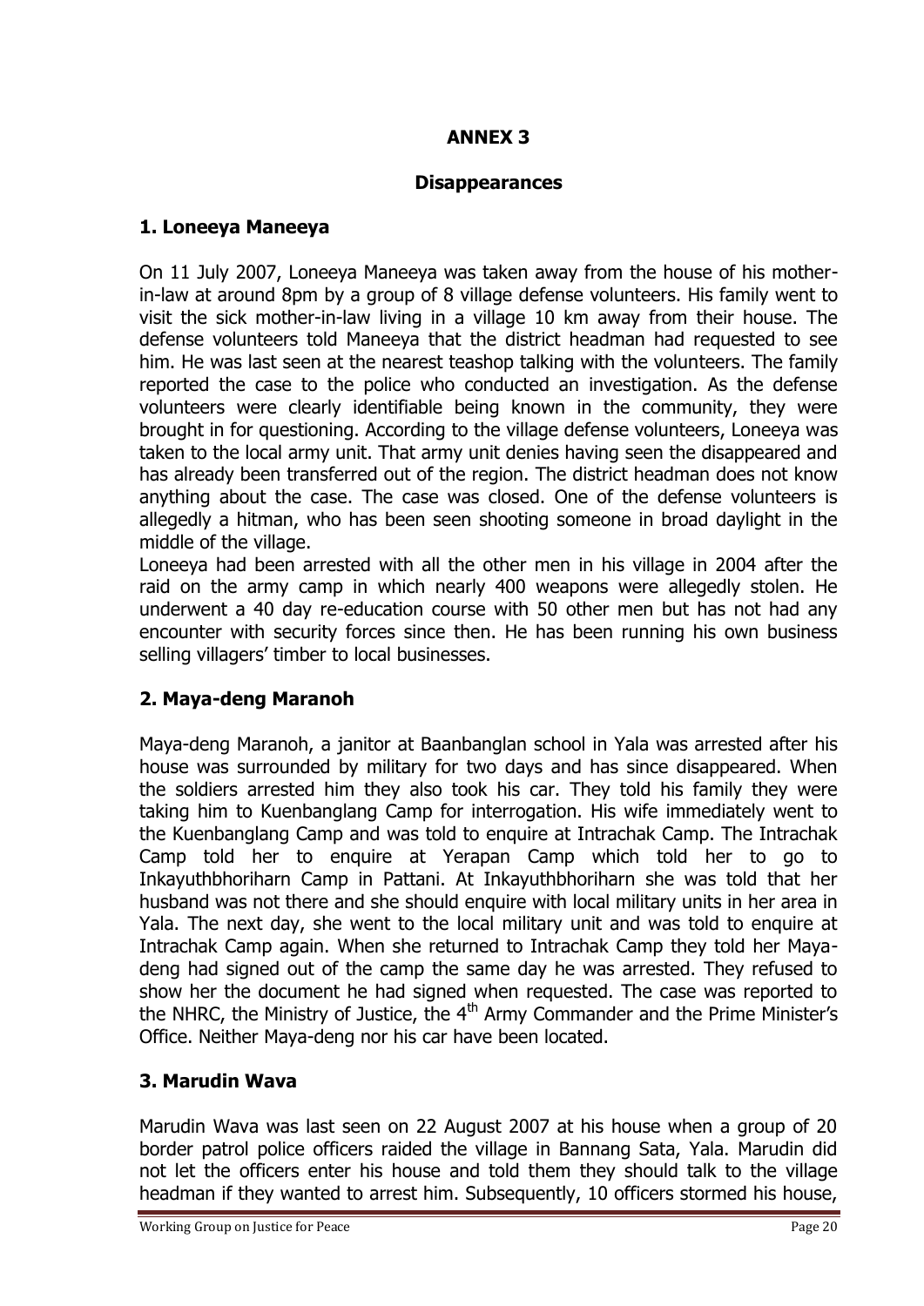# ANNEX 3

## Disappearances

### 1. Loneeya Maneeya

On 11 July 2007, Loneeya Maneeya was taken away from the house of his mother-in-law at around 8pm by a group of 8 village defense volunteers. His family went to visit the sick mother-in-law living in a village 10 km away from their house. The defense volunteers told Maneeya that the district headman had requested to see him. He was last seen at the nearest teashop talking with the volunteers. The family reported the case to the police who conducted an investigation. As the defense volunteers were clearly identifiable being known in the community, they were brought in for questioning. According to the village defense volunteers, Loneeya was taken to the local army unit. That army unit denies having seen the disappeared and has already been transferred out of the region. The district headman does not know anything about the case. The case was closed. One of the defense volunteers is allegedly a hitman, who has been seen shooting someone in broad daylight in the middle of the village.

Loneeya had been arrested with all the other men in his village in 2004 after the raid on the army camp in which nearly 400 weapons were allegedly stolen. He underwent a 40 day re-education course with 50 other men but has not had any encounter with security forces since then. He has been running his own business selling villagers' timber to local businesses.

### 2. Maya-deng Maranoh

Maya-deng Maranoh, a janitor at Baanbanglan school in Yala was arrested after his house was surrounded by military for two days and has since disappeared. When the soldiers arrested him they also took his car. They told his family they were taking him to Kuenbanglang Camp for interrogation. His wife immediately went to the Kuenbanglang Camp and was told to enquire at Intrachak Camp. The Intrachak Camp told her to enquire at Yerapan Camp which told her to go to Inkayuthbhoriharn Camp in Pattani. At Inkayuthbhoriharn she was told that her husband was not there and she should enquire with local military units in her area in Yala. The next day, she went to the local military unit and was told to enquire at Intrachak Camp again. When she returned to Intrachak Camp they told her Maya-deng had signed out of the camp the same day he was arrested. They refused to show her the document he had signed when requested. The case was reported to the NHRC, the Ministry of Justice, the 4th Army Commander and the Prime Minister's Office. Neither Maya-deng nor his car have been located.

### 3. Marudin Wava

Marudin Wava was last seen on 22 August 2007 at his house when a group of 20 border patrol police officers raided the village in Bannang Sata, Yala. Marudin did not let the officers enter his house and told them they should talk to the village headman if they wanted to arrest him. Subsequently, 10 officers stormed his house,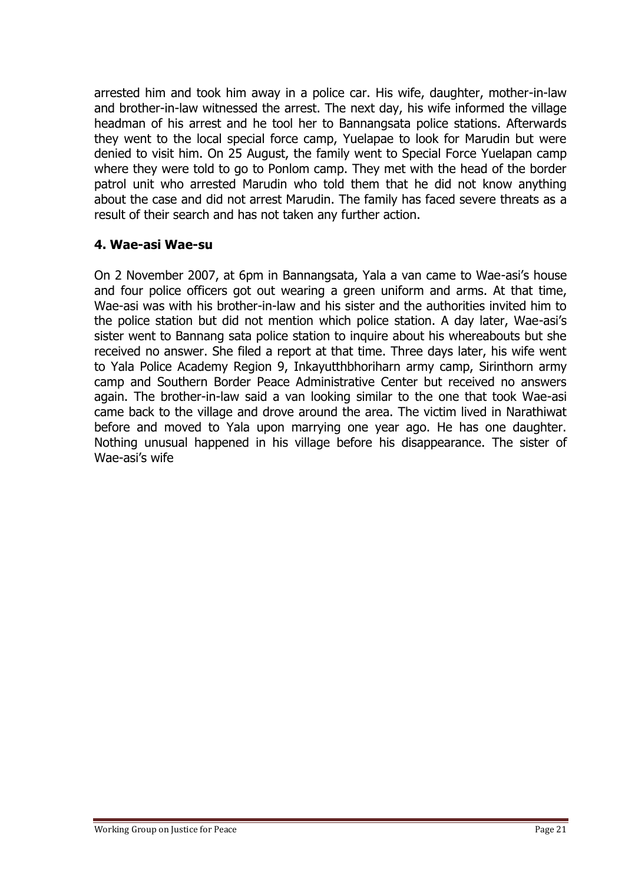arrested him and took him away in a police car. His wife, daughter, mother-in-law and brother-in-law witnessed the arrest. The next day, his wife informed the village headman of his arrest and he tool her to Bannangsata police stations. Afterwards they went to the local special force camp, Yuelapae to look for Marudin but were denied to visit him. On 25 August, the family went to Special Force Yuelapan camp where they were told to go to Ponlom camp. They met with the head of the border patrol unit who arrested Marudin who told them that he did not know anything about the case and did not arrest Marudin. The family has faced severe threats as a result of their search and has not taken any further action.

### 4. Wae-asi Wae-su

On 2 November 2007, at 6pm in Bannangsata, Yala a van came to Wae-asi's house and four police officers got out wearing a green uniform and arms. At that time, Wae-asi was with his brother-in-law and his sister and the authorities invited him to the police station but did not mention which police station. A day later, Wae-asi's sister went to Bannang sata police station to inquire about his whereabouts but she received no answer. She filed a report at that time. Three days later, his wife went to Yala Police Academy Region 9, Inkayutthbhoriharn army camp, Sirinthorn army camp and Southern Border Peace Administrative Center but received no answers again. The brother-in-law said a van looking similar to the one that took Wae-asi came back to the village and drove around the area. The victim lived in Narathiwat before and moved to Yala upon marrying one year ago. He has one daughter. Nothing unusual happened in his village before his disappearance. The sister of Wae-asi's wife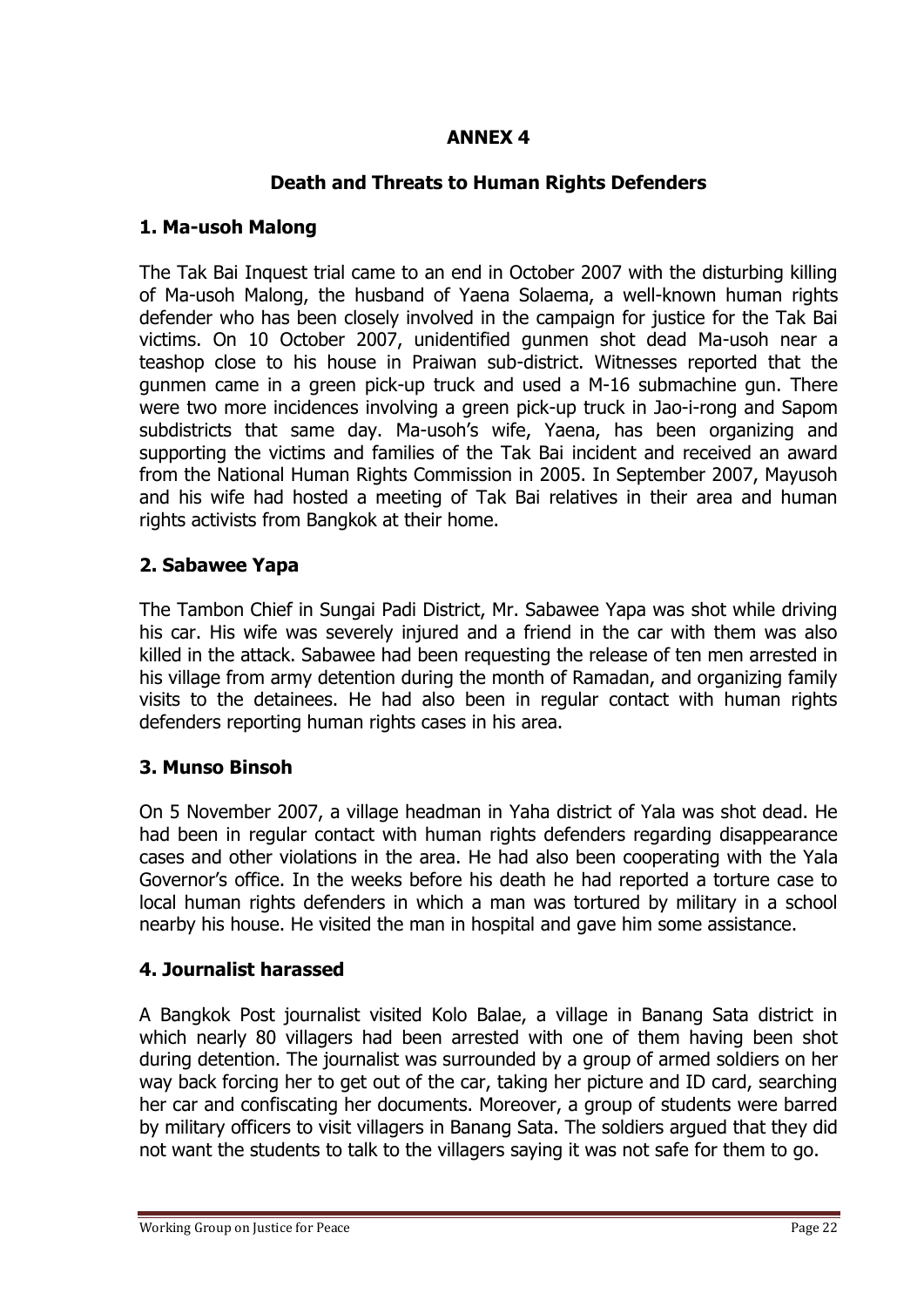# ANNEX 4

## Death and Threats to Human Rights Defenders

### 1. Ma-usoh Malong

The Tak Bai Inquest trial came to an end in October 2007 with the disturbing killing of Ma-usoh Malong, the husband of Yaena Solaema, a well-known human rights defender who has been closely involved in the campaign for justice for the Tak Bai victims. On 10 October 2007, unidentified gunmen shot dead Ma-usoh near a teashop close to his house in Praiwan sub-district. Witnesses reported that the gunmen came in a green pick-up truck and used a M-16 submachine gun. There were two more incidences involving a green pick-up truck in Jao-i-rong and Sapom subdistricts that same day. Ma-usoh's wife, Yaena, has been organizing and supporting the victims and families of the Tak Bai incident and received an award from the National Human Rights Commission in 2005. In September 2007, Mayusoh and his wife had hosted a meeting of Tak Bai relatives in their area and human rights activists from Bangkok at their home.

### 2. Sabawee Yapa

The Tambon Chief in Sungai Padi District, Mr. Sabawee Yapa was shot while driving his car. His wife was severely injured and a friend in the car with them was also killed in the attack. Sabawee had been requesting the release of ten men arrested in his village from army detention during the month of Ramadan, and organizing family visits to the detainees. He had also been in regular contact with human rights defenders reporting human rights cases in his area.

### 3. Munso Binsoh

On 5 November 2007, a village headman in Yaha district of Yala was shot dead. He had been in regular contact with human rights defenders regarding disappearance cases and other violations in the area. He had also been cooperating with the Yala Governor's office. In the weeks before his death he had reported a torture case to local human rights defenders in which a man was tortured by military in a school nearby his house. He visited the man in hospital and gave him some assistance.

### 4. Journalist harassed

A Bangkok Post journalist visited Kolo Balae, a village in Banang Sata district in which nearly 80 villagers had been arrested with one of them having been shot during detention. The journalist was surrounded by a group of armed soldiers on her way back forcing her to get out of the car, taking her picture and ID card, searching her car and confiscating her documents. Moreover, a group of students were barred by military officers to visit villagers in Banang Sata. The soldiers argued that they did not want the students to talk to the villagers saying it was not safe for them to go.